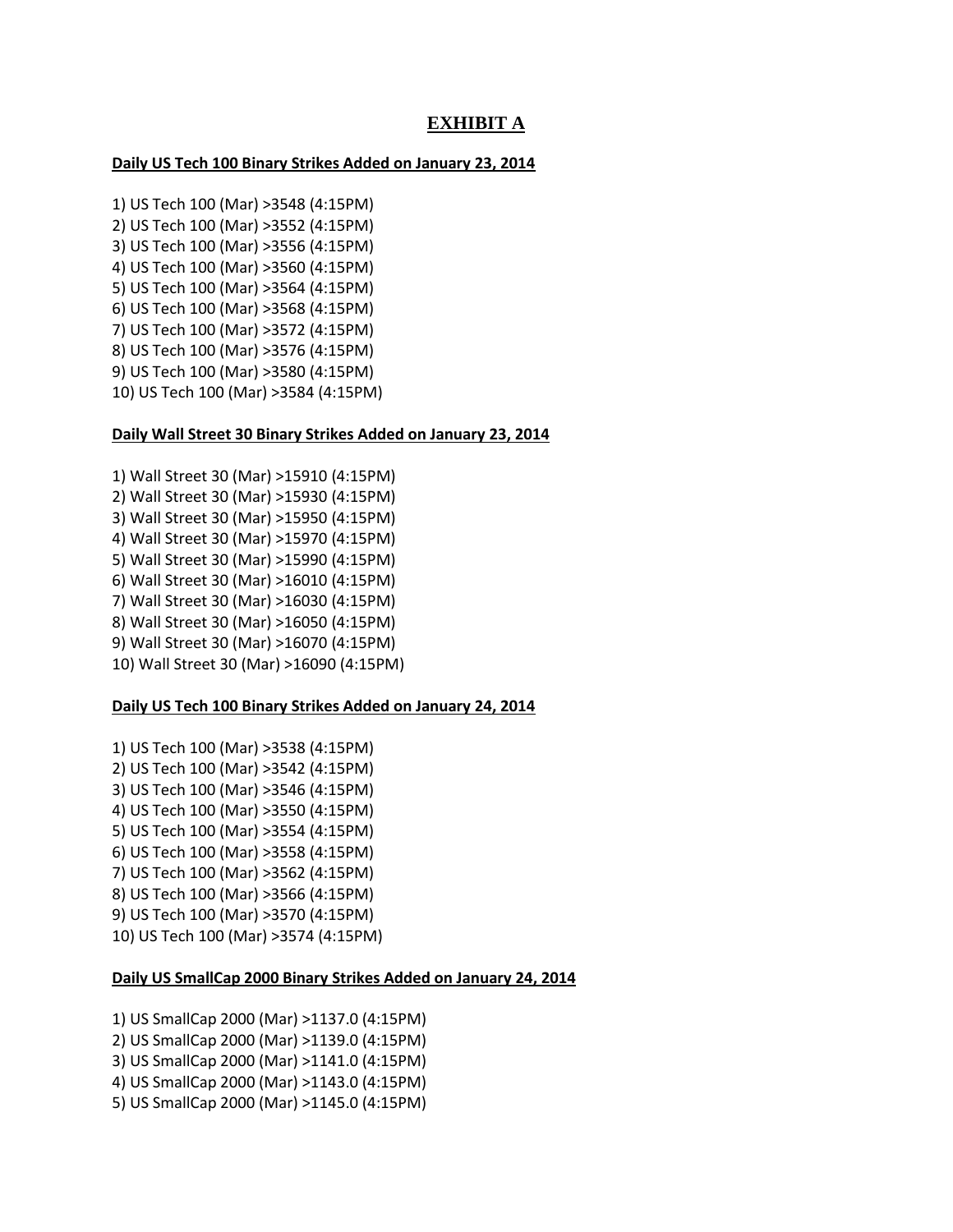# EXHIBIT A

**Daily US Tech 100 Binary Strikes Added on January 23, 2014**

1) US Tech 100 (Mar) >3548 (4:15PM)
2) US Tech 100 (Mar) >3552 (4:15PM)
3) US Tech 100 (Mar) >3556 (4:15PM)
4) US Tech 100 (Mar) >3560 (4:15PM)
5) US Tech 100 (Mar) >3564 (4:15PM)
6) US Tech 100 (Mar) >3568 (4:15PM)
7) US Tech 100 (Mar) >3572 (4:15PM)
8) US Tech 100 (Mar) >3576 (4:15PM)
9) US Tech 100 (Mar) >3580 (4:15PM)
10) US Tech 100 (Mar) >3584 (4:15PM)

**Daily Wall Street 30 Binary Strikes Added on January 23, 2014**

1) Wall Street 30 (Mar) >15910 (4:15PM)
2) Wall Street 30 (Mar) >15930 (4:15PM)
3) Wall Street 30 (Mar) >15950 (4:15PM)
4) Wall Street 30 (Mar) >15970 (4:15PM)
5) Wall Street 30 (Mar) >15990 (4:15PM)
6) Wall Street 30 (Mar) >16010 (4:15PM)
7) Wall Street 30 (Mar) >16030 (4:15PM)
8) Wall Street 30 (Mar) >16050 (4:15PM)
9) Wall Street 30 (Mar) >16070 (4:15PM)
10) Wall Street 30 (Mar) >16090 (4:15PM)

**Daily US Tech 100 Binary Strikes Added on January 24, 2014**

1) US Tech 100 (Mar) >3538 (4:15PM)
2) US Tech 100 (Mar) >3542 (4:15PM)
3) US Tech 100 (Mar) >3546 (4:15PM)
4) US Tech 100 (Mar) >3550 (4:15PM)
5) US Tech 100 (Mar) >3554 (4:15PM)
6) US Tech 100 (Mar) >3558 (4:15PM)
7) US Tech 100 (Mar) >3562 (4:15PM)
8) US Tech 100 (Mar) >3566 (4:15PM)
9) US Tech 100 (Mar) >3570 (4:15PM)
10) US Tech 100 (Mar) >3574 (4:15PM)

**Daily US SmallCap 2000 Binary Strikes Added on January 24, 2014**

1) US SmallCap 2000 (Mar) >1137.0 (4:15PM)
2) US SmallCap 2000 (Mar) >1139.0 (4:15PM)
3) US SmallCap 2000 (Mar) >1141.0 (4:15PM)
4) US SmallCap 2000 (Mar) >1143.0 (4:15PM)
5) US SmallCap 2000 (Mar) >1145.0 (4:15PM)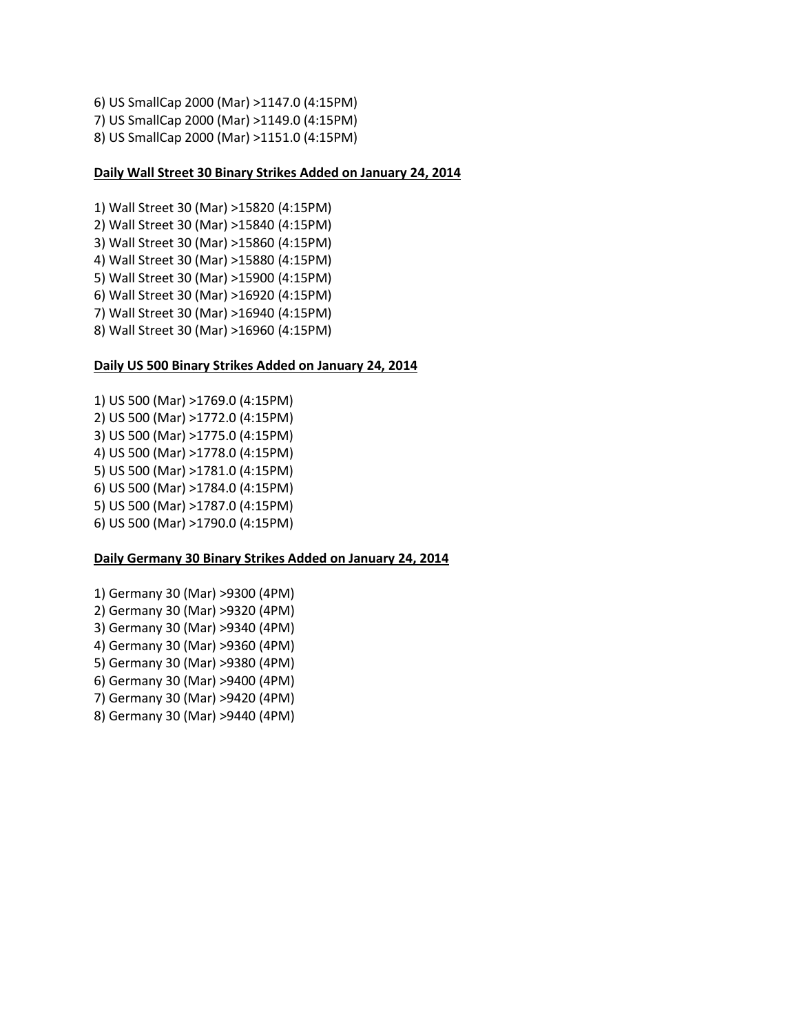6) US SmallCap 2000 (Mar) >1147.0 (4:15PM)
7) US SmallCap 2000 (Mar) >1149.0 (4:15PM)
8) US SmallCap 2000 (Mar) >1151.0 (4:15PM)

**<u>Daily Wall Street 30 Binary Strikes Added on January 24, 2014</u>**

1) Wall Street 30 (Mar) >15820 (4:15PM)
2) Wall Street 30 (Mar) >15840 (4:15PM)
3) Wall Street 30 (Mar) >15860 (4:15PM)
4) Wall Street 30 (Mar) >15880 (4:15PM)
5) Wall Street 30 (Mar) >15900 (4:15PM)
6) Wall Street 30 (Mar) >16920 (4:15PM)
7) Wall Street 30 (Mar) >16940 (4:15PM)
8) Wall Street 30 (Mar) >16960 (4:15PM)

**<u>Daily US 500 Binary Strikes Added on January 24, 2014</u>**

1) US 500 (Mar) >1769.0 (4:15PM)
2) US 500 (Mar) >1772.0 (4:15PM)
3) US 500 (Mar) >1775.0 (4:15PM)
4) US 500 (Mar) >1778.0 (4:15PM)
5) US 500 (Mar) >1781.0 (4:15PM)
6) US 500 (Mar) >1784.0 (4:15PM)
5) US 500 (Mar) >1787.0 (4:15PM)
6) US 500 (Mar) >1790.0 (4:15PM)

**<u>Daily Germany 30 Binary Strikes Added on January 24, 2014</u>**

1) Germany 30 (Mar) >9300 (4PM)
2) Germany 30 (Mar) >9320 (4PM)
3) Germany 30 (Mar) >9340 (4PM)
4) Germany 30 (Mar) >9360 (4PM)
5) Germany 30 (Mar) >9380 (4PM)
6) Germany 30 (Mar) >9400 (4PM)
7) Germany 30 (Mar) >9420 (4PM)
8) Germany 30 (Mar) >9440 (4PM)